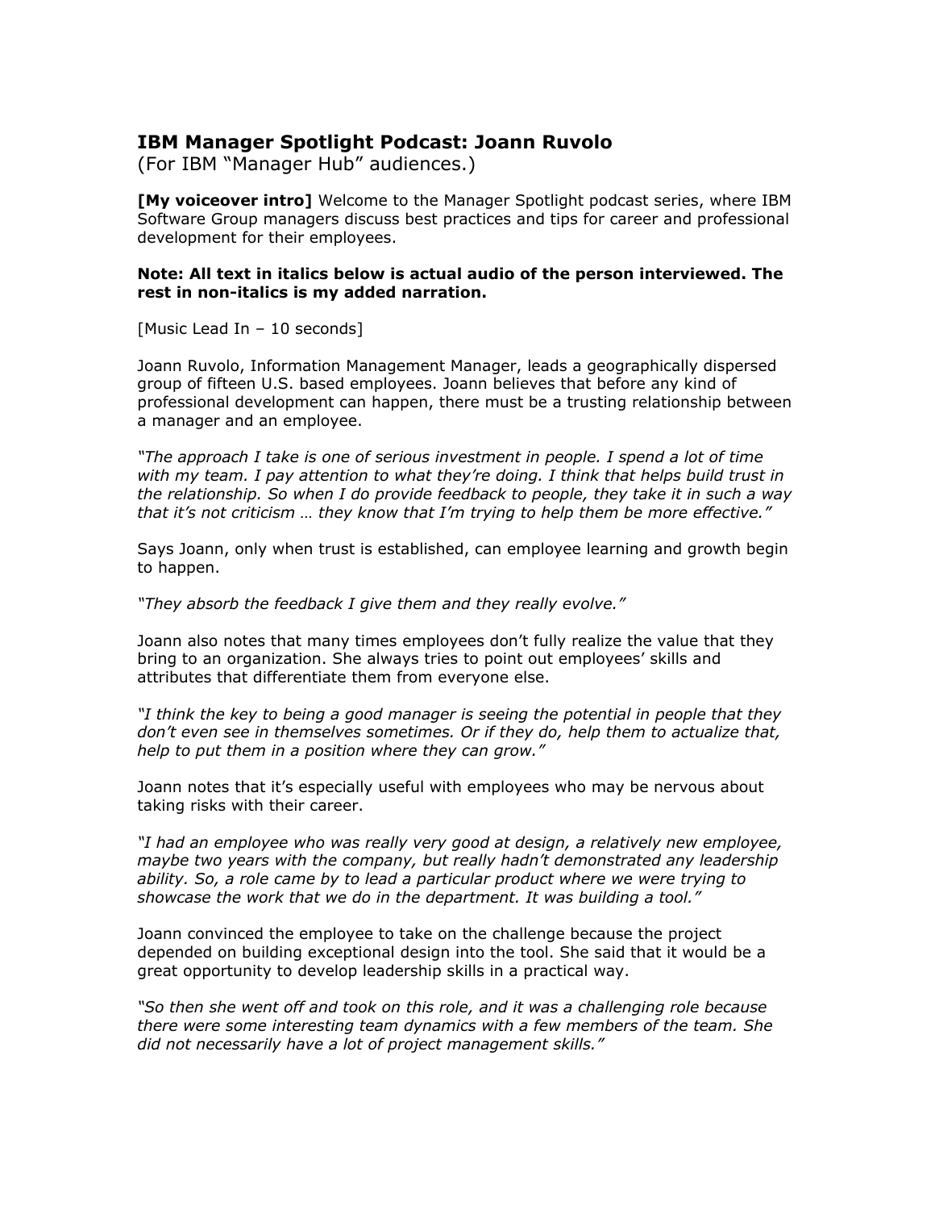# IBM Manager Spotlight Podcast: Joann Ruvolo

(For IBM "Manager Hub" audiences.)

**[My voiceover intro]** Welcome to the Manager Spotlight podcast series, where IBM Software Group managers discuss best practices and tips for career and professional development for their employees.

**Note: All text in italics below is actual audio of the person interviewed. The rest in non-italics is my added narration.**

[Music Lead In – 10 seconds]

Joann Ruvolo, Information Management Manager, leads a geographically dispersed group of fifteen U.S. based employees. Joann believes that before any kind of professional development can happen, there must be a trusting relationship between a manager and an employee.

*"The approach I take is one of serious investment in people. I spend a lot of time with my team. I pay attention to what they're doing. I think that helps build trust in the relationship. So when I do provide feedback to people, they take it in such a way that it's not criticism … they know that I'm trying to help them be more effective."*

Says Joann, only when trust is established, can employee learning and growth begin to happen.

*"They absorb the feedback I give them and they really evolve."*

Joann also notes that many times employees don't fully realize the value that they bring to an organization. She always tries to point out employees' skills and attributes that differentiate them from everyone else.

*"I think the key to being a good manager is seeing the potential in people that they don't even see in themselves sometimes. Or if they do, help them to actualize that, help to put them in a position where they can grow."*

Joann notes that it's especially useful with employees who may be nervous about taking risks with their career.

*"I had an employee who was really very good at design, a relatively new employee, maybe two years with the company, but really hadn't demonstrated any leadership ability. So, a role came by to lead a particular product where we were trying to showcase the work that we do in the department. It was building a tool."*

Joann convinced the employee to take on the challenge because the project depended on building exceptional design into the tool. She said that it would be a great opportunity to develop leadership skills in a practical way.

*"So then she went off and took on this role, and it was a challenging role because there were some interesting team dynamics with a few members of the team. She did not necessarily have a lot of project management skills."*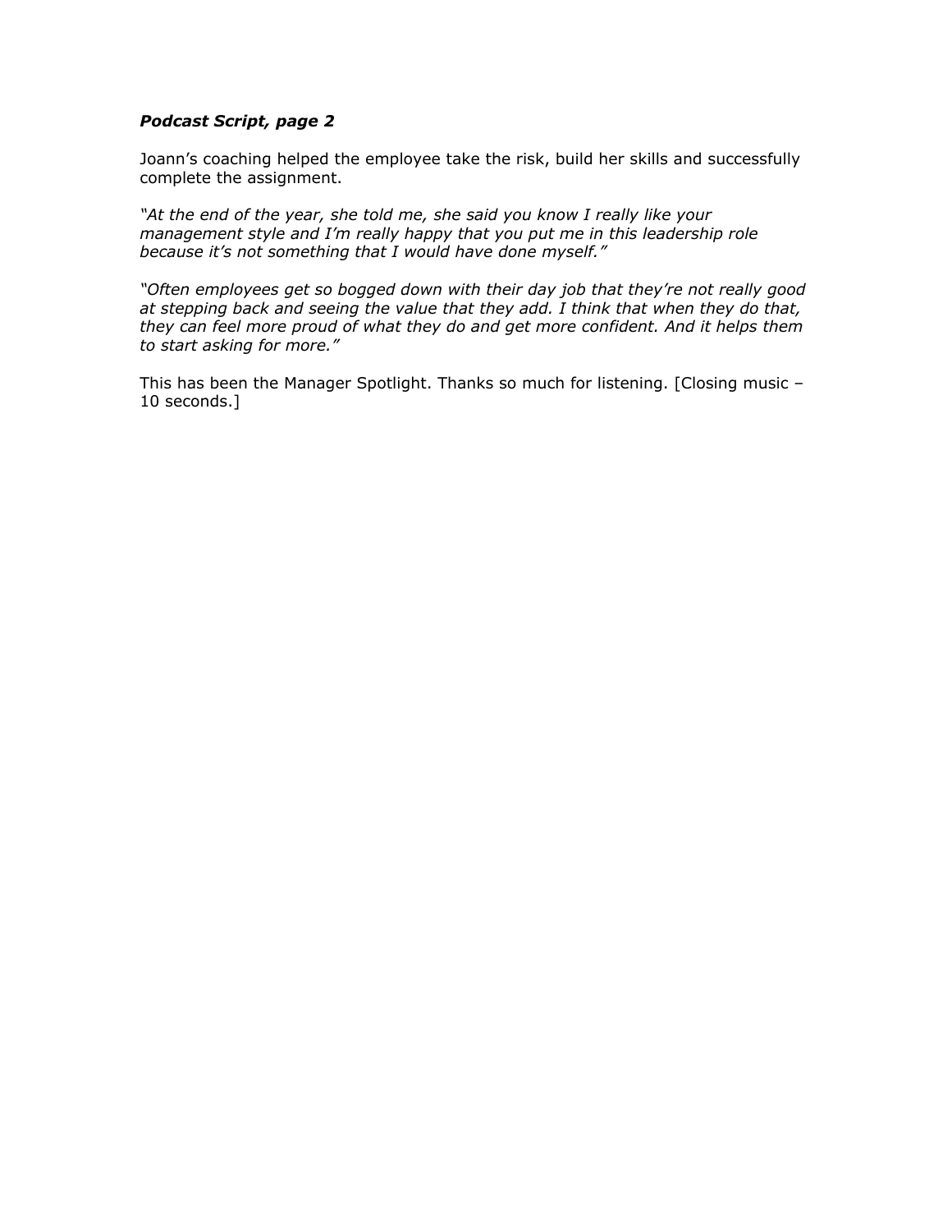***Podcast Script, page 2***

Joann's coaching helped the employee take the risk, build her skills and successfully complete the assignment.

*"At the end of the year, she told me, she said you know I really like your management style and I'm really happy that you put me in this leadership role because it's not something that I would have done myself."*

*"Often employees get so bogged down with their day job that they're not really good at stepping back and seeing the value that they add. I think that when they do that, they can feel more proud of what they do and get more confident. And it helps them to start asking for more."*

This has been the Manager Spotlight. Thanks so much for listening. [Closing music – 10 seconds.]